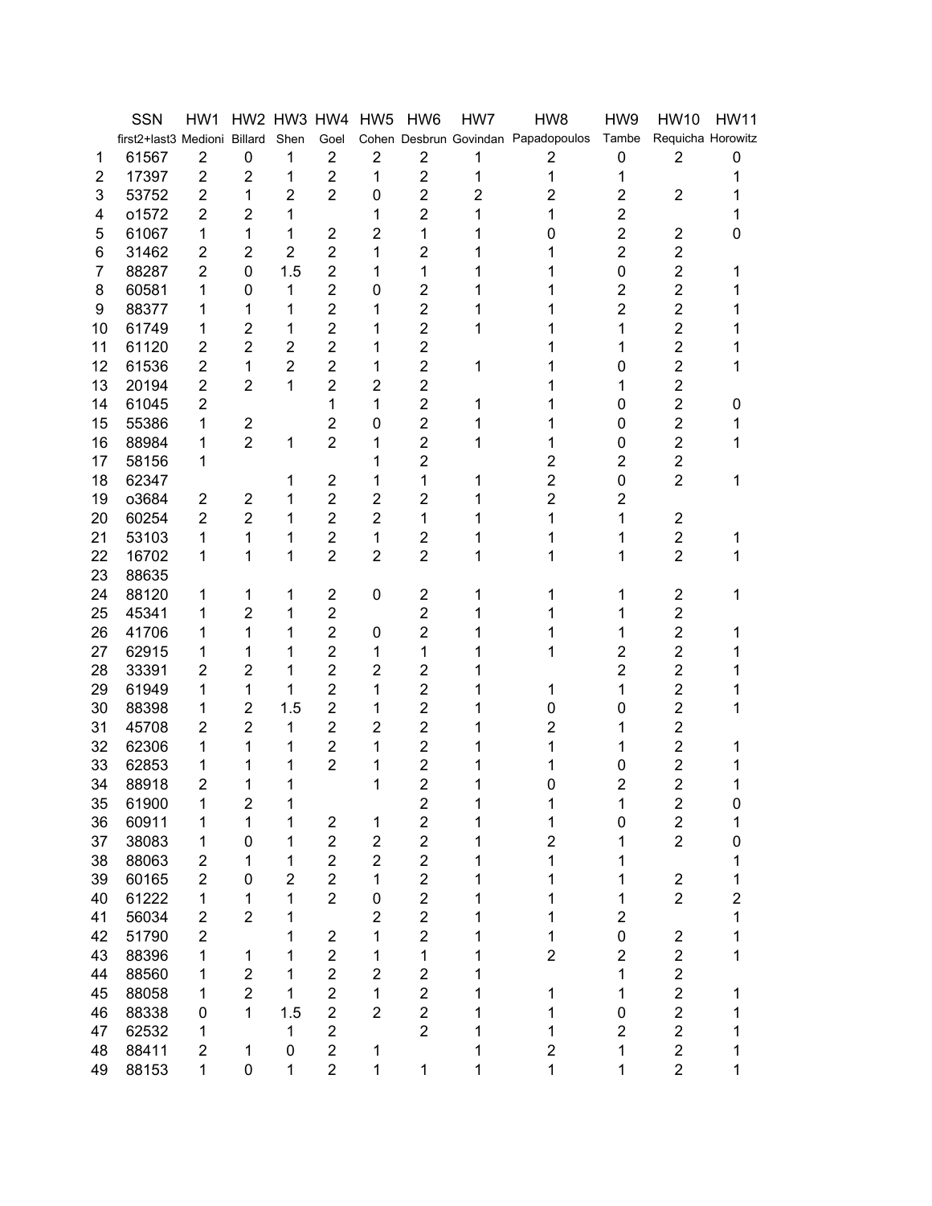| | SSN | HW1 | HW2 | HW3 | HW4 | HW5 | HW6 | HW7 | HW8 | HW9 | HW10 | HW11 |
|---|---|---|---|---|---|---|---|---|---|---|---|---|
| | first2+last3 | Medioni | Billard | Shen | Goel | Cohen | Desbrun | Govindan | Papadopoulos | Tambe | Requicha | Horowitz |
| 1 | 61567 | 2 | 0 | 1 | 2 | 2 | 2 | 1 | 2 | 0 | 2 | 0 |
| 2 | 17397 | 2 | 2 | 1 | 2 | 1 | 2 | 1 | 1 | 1 | | 1 |
| 3 | 53752 | 2 | 1 | 2 | 2 | 0 | 2 | 2 | 2 | 2 | 2 | 1 |
| 4 | o1572 | 2 | 2 | 1 | | 1 | 2 | 1 | 1 | 2 | | 1 |
| 5 | 61067 | 1 | 1 | 1 | 2 | 2 | 1 | 1 | 0 | 2 | 2 | 0 |
| 6 | 31462 | 2 | 2 | 2 | 2 | 1 | 2 | 1 | 1 | 2 | 2 | |
| 7 | 88287 | 2 | 0 | 1.5 | 2 | 1 | 1 | 1 | 1 | 0 | 2 | 1 |
| 8 | 60581 | 1 | 0 | 1 | 2 | 0 | 2 | 1 | 1 | 2 | 2 | 1 |
| 9 | 88377 | 1 | 1 | 1 | 2 | 1 | 2 | 1 | 1 | 2 | 2 | 1 |
| 10 | 61749 | 1 | 2 | 1 | 2 | 1 | 2 | 1 | 1 | 1 | 2 | 1 |
| 11 | 61120 | 2 | 2 | 2 | 2 | 1 | 2 | | 1 | 1 | 2 | 1 |
| 12 | 61536 | 2 | 1 | 2 | 2 | 1 | 2 | 1 | 1 | 0 | 2 | 1 |
| 13 | 20194 | 2 | 2 | 1 | 2 | 2 | 2 | | 1 | 1 | 2 | |
| 14 | 61045 | 2 | | | 1 | 1 | 2 | 1 | 1 | 0 | 2 | 0 |
| 15 | 55386 | 1 | 2 | | 2 | 0 | 2 | 1 | 1 | 0 | 2 | 1 |
| 16 | 88984 | 1 | 2 | 1 | 2 | 1 | 2 | 1 | 1 | 0 | 2 | 1 |
| 17 | 58156 | 1 | | | | 1 | 2 | | 2 | 2 | 2 | |
| 18 | 62347 | | | 1 | 2 | 1 | 1 | 1 | 2 | 0 | 2 | 1 |
| 19 | o3684 | 2 | 2 | 1 | 2 | 2 | 2 | 1 | 2 | 2 | | |
| 20 | 60254 | 2 | 2 | 1 | 2 | 2 | 1 | 1 | 1 | 1 | 2 | |
| 21 | 53103 | 1 | 1 | 1 | 2 | 1 | 2 | 1 | 1 | 1 | 2 | 1 |
| 22 | 16702 | 1 | 1 | 1 | 2 | 2 | 2 | 1 | 1 | 1 | 2 | 1 |
| 23 | 88635 | | | | | | | | | | | |
| 24 | 88120 | 1 | 1 | 1 | 2 | 0 | 2 | 1 | 1 | 1 | 2 | 1 |
| 25 | 45341 | 1 | 2 | 1 | 2 | | 2 | 1 | 1 | 1 | 2 | |
| 26 | 41706 | 1 | 1 | 1 | 2 | 0 | 2 | 1 | 1 | 1 | 2 | 1 |
| 27 | 62915 | 1 | 1 | 1 | 2 | 1 | 1 | 1 | 1 | 2 | 2 | 1 |
| 28 | 33391 | 2 | 2 | 1 | 2 | 2 | 2 | 1 | | 2 | 2 | 1 |
| 29 | 61949 | 1 | 1 | 1 | 2 | 1 | 2 | 1 | 1 | 1 | 2 | 1 |
| 30 | 88398 | 1 | 2 | 1.5 | 2 | 1 | 2 | 1 | 0 | 0 | 2 | 1 |
| 31 | 45708 | 2 | 2 | 1 | 2 | 2 | 2 | 1 | 2 | 1 | 2 | |
| 32 | 62306 | 1 | 1 | 1 | 2 | 1 | 2 | 1 | 1 | 1 | 2 | 1 |
| 33 | 62853 | 1 | 1 | 1 | 2 | 1 | 2 | 1 | 1 | 0 | 2 | 1 |
| 34 | 88918 | 2 | 1 | 1 | | 1 | 2 | 1 | 0 | 2 | 2 | 1 |
| 35 | 61900 | 1 | 2 | 1 | | | 2 | 1 | 1 | 1 | 2 | 0 |
| 36 | 60911 | 1 | 1 | 1 | 2 | 1 | 2 | 1 | 1 | 0 | 2 | 1 |
| 37 | 38083 | 1 | 0 | 1 | 2 | 2 | 2 | 1 | 2 | 1 | 2 | 0 |
| 38 | 88063 | 2 | 1 | 1 | 2 | 2 | 2 | 1 | 1 | 1 | | 1 |
| 39 | 60165 | 2 | 0 | 2 | 2 | 1 | 2 | 1 | 1 | 1 | 2 | 1 |
| 40 | 61222 | 1 | 1 | 1 | 2 | 0 | 2 | 1 | 1 | 1 | 2 | 2 |
| 41 | 56034 | 2 | 2 | 1 | | 2 | 2 | 1 | 1 | 2 | | 1 |
| 42 | 51790 | 2 | | 1 | 2 | 1 | 2 | 1 | 1 | 0 | 2 | 1 |
| 43 | 88396 | 1 | 1 | 1 | 2 | 1 | 1 | 1 | 2 | 2 | 2 | 1 |
| 44 | 88560 | 1 | 2 | 1 | 2 | 2 | 2 | 1 | | 1 | 2 | |
| 45 | 88058 | 1 | 2 | 1 | 2 | 1 | 2 | 1 | 1 | 1 | 2 | 1 |
| 46 | 88338 | 0 | 1 | 1.5 | 2 | 2 | 2 | 1 | 1 | 0 | 2 | 1 |
| 47 | 62532 | 1 | | 1 | 2 | | 2 | 1 | 1 | 2 | 2 | 1 |
| 48 | 88411 | 2 | 1 | 0 | 2 | 1 | | 1 | 2 | 1 | 2 | 1 |
| 49 | 88153 | 1 | 0 | 1 | 2 | 1 | 1 | 1 | 1 | 1 | 2 | 1 |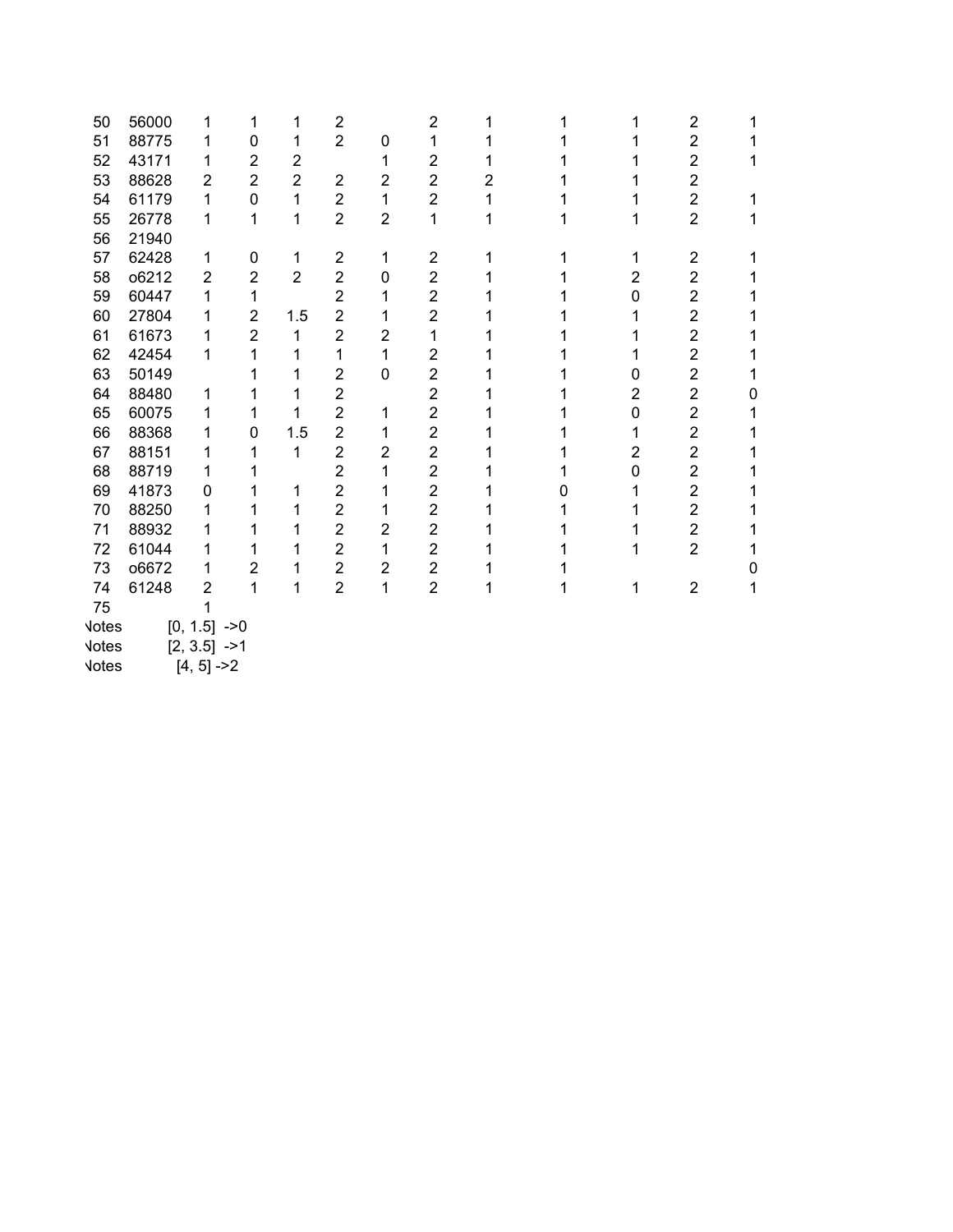| | | | | | | | | | | | | |
|---|---|---|---|---|---|---|---|---|---|---|---|---|
| 50 | 56000 | 1 | 1 | 1 | 2 | | 2 | 1 | 1 | 1 | 2 | 1 |
| 51 | 88775 | 1 | 0 | 1 | 2 | 0 | 1 | 1 | 1 | 1 | 2 | 1 |
| 52 | 43171 | 1 | 2 | 2 | | 1 | 2 | 1 | 1 | 1 | 2 | 1 |
| 53 | 88628 | 2 | 2 | 2 | 2 | 2 | 2 | 2 | 1 | 1 | 2 | |
| 54 | 61179 | 1 | 0 | 1 | 2 | 1 | 2 | 1 | 1 | 1 | 2 | 1 |
| 55 | 26778 | 1 | 1 | 1 | 2 | 2 | 1 | 1 | 1 | 1 | 2 | 1 |
| 56 | 21940 | | | | | | | | | | | |
| 57 | 62428 | 1 | 0 | 1 | 2 | 1 | 2 | 1 | 1 | 1 | 2 | 1 |
| 58 | o6212 | 2 | 2 | 2 | 2 | 0 | 2 | 1 | 1 | 2 | 2 | 1 |
| 59 | 60447 | 1 | 1 | | 2 | 1 | 2 | 1 | 1 | 0 | 2 | 1 |
| 60 | 27804 | 1 | 2 | 1.5 | 2 | 1 | 2 | 1 | 1 | 1 | 2 | 1 |
| 61 | 61673 | 1 | 2 | 1 | 2 | 2 | 1 | 1 | 1 | 1 | 2 | 1 |
| 62 | 42454 | 1 | 1 | 1 | 1 | 1 | 2 | 1 | 1 | 1 | 2 | 1 |
| 63 | 50149 | | 1 | 1 | 2 | 0 | 2 | 1 | 1 | 0 | 2 | 1 |
| 64 | 88480 | 1 | 1 | 1 | 2 | | 2 | 1 | 1 | 2 | 2 | 0 |
| 65 | 60075 | 1 | 1 | 1 | 2 | 1 | 2 | 1 | 1 | 0 | 2 | 1 |
| 66 | 88368 | 1 | 0 | 1.5 | 2 | 1 | 2 | 1 | 1 | 1 | 2 | 1 |
| 67 | 88151 | 1 | 1 | 1 | 2 | 2 | 2 | 1 | 1 | 2 | 2 | 1 |
| 68 | 88719 | 1 | 1 | | 2 | 1 | 2 | 1 | 1 | 0 | 2 | 1 |
| 69 | 41873 | 0 | 1 | 1 | 2 | 1 | 2 | 1 | 0 | 1 | 2 | 1 |
| 70 | 88250 | 1 | 1 | 1 | 2 | 1 | 2 | 1 | 1 | 1 | 2 | 1 |
| 71 | 88932 | 1 | 1 | 1 | 2 | 2 | 2 | 1 | 1 | 1 | 2 | 1 |
| 72 | 61044 | 1 | 1 | 1 | 2 | 1 | 2 | 1 | 1 | 1 | 2 | 1 |
| 73 | o6672 | 1 | 2 | 1 | 2 | 2 | 2 | 1 | 1 | | | 0 |
| 74 | 61248 | 2 | 1 | 1 | 2 | 1 | 2 | 1 | 1 | 1 | 2 | 1 |
| 75 | | 1 | | | | | | | | | | |
| Notes | [0, 1.5] ->0 | | | | | | | | | | | |
| Notes | [2, 3.5] ->1 | | | | | | | | | | | |
| Notes | [4, 5] ->2 | | | | | | | | | | | |